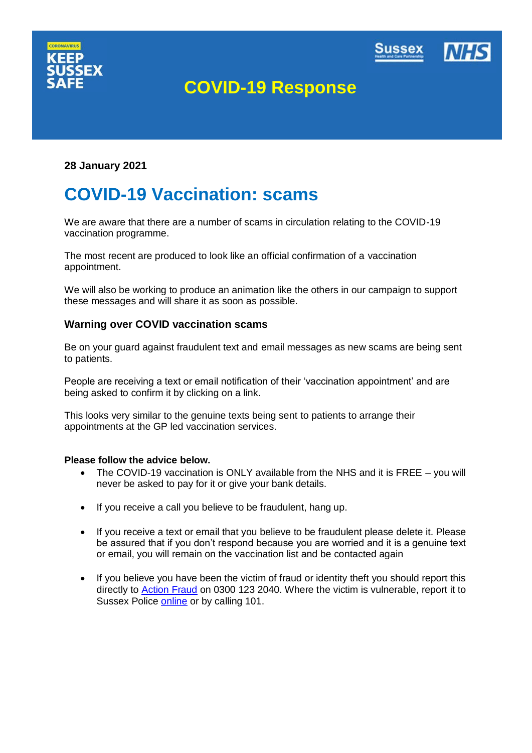CORONAVIRUS
KEEP SUSSEX SAFE

Sussex Health and Care Partnership NHS

# COVID-19 Response

**28 January 2021**

## COVID-19 Vaccination: scams

We are aware that there are a number of scams in circulation relating to the COVID-19 vaccination programme.

The most recent are produced to look like an official confirmation of a vaccination appointment.

We will also be working to produce an animation like the others in our campaign to support these messages and will share it as soon as possible.

### Warning over COVID vaccination scams

Be on your guard against fraudulent text and email messages as new scams are being sent to patients.

People are receiving a text or email notification of their 'vaccination appointment' and are being asked to confirm it by clicking on a link.

This looks very similar to the genuine texts being sent to patients to arrange their appointments at the GP led vaccination services.

**Please follow the advice below.**

- The COVID-19 vaccination is ONLY available from the NHS and it is FREE – you will never be asked to pay for it or give your bank details.
- If you receive a call you believe to be fraudulent, hang up.
- If you receive a text or email that you believe to be fraudulent please delete it. Please be assured that if you don't respond because you are worried and it is a genuine text or email, you will remain on the vaccination list and be contacted again
- If you believe you have been the victim of fraud or identity theft you should report this directly to Action Fraud on 0300 123 2040. Where the victim is vulnerable, report it to Sussex Police online or by calling 101.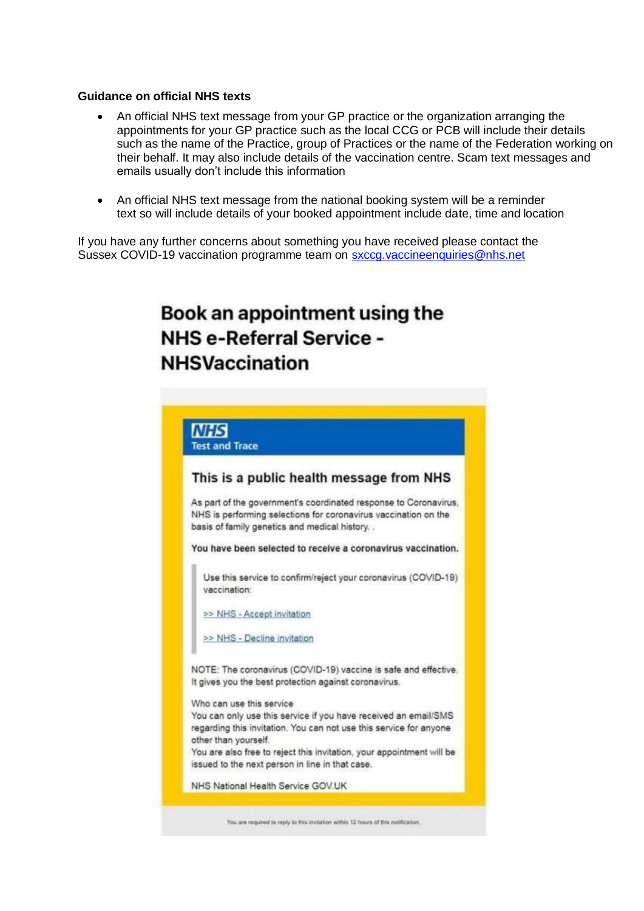**Guidance on official NHS texts**

- An official NHS text message from your GP practice or the organization arranging the appointments for your GP practice such as the local CCG or PCB will include their details such as the name of the Practice, group of Practices or the name of the Federation working on their behalf. It may also include details of the vaccination centre. Scam text messages and emails usually don't include this information

- An official NHS text message from the national booking system will be a reminder text so will include details of your booked appointment include date, time and location

If you have any further concerns about something you have received please contact the Sussex COVID-19 vaccination programme team on sxccg.vaccineenquiries@nhs.net

## Book an appointment using the NHS e-Referral Service - NHSVaccination

NHS
Test and Trace

### This is a public health message from NHS

As part of the government's coordinated response to Coronavirus, NHS is performing selections for coronavirus vaccination on the basis of family genetics and medical history. .

**You have been selected to receive a coronavirus vaccination.**

> Use this service to confirm/reject your coronavirus (COVID-19) vaccination:
>
> >> NHS - Accept invitation
>
> >> NHS - Decline invitation

NOTE: The coronavirus (COVID-19) vaccine is safe and effective. It gives you the best protection against coronavirus.

Who can use this service
You can only use this service if you have received an email/SMS regarding this invitation. You can not use this service for anyone other than yourself.
You are also free to reject this invitation, your appointment will be issued to the next person in line in that case.

NHS National Health Service GOV.UK

You are required to reply to this invitation within 12 hours of this notification.